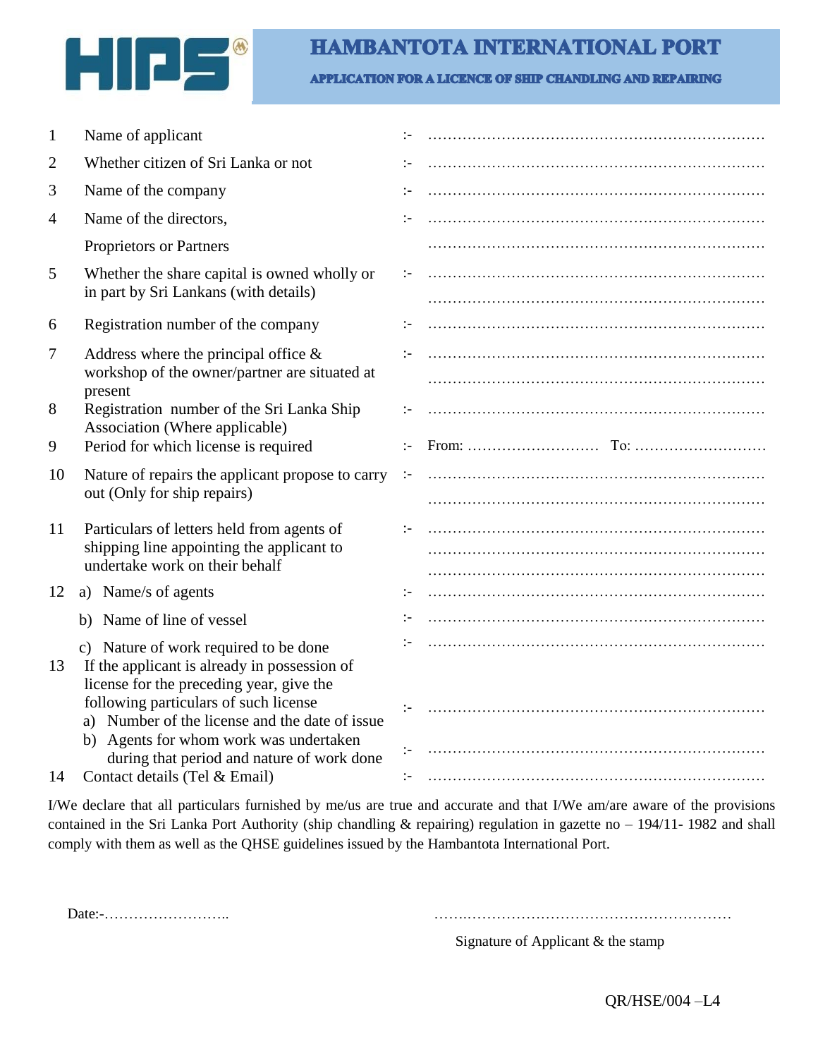# HAMBANTOTA INTERNATIONAL PORT

## APPLICATION FOR A LICENCE OF SHIP CHANDLING AND REPAIRING

| No. | Particulars | | |
|---|---|---|---|
| 1 | Name of applicant | :- | ………………………………………………………… |
| 2 | Whether citizen of Sri Lanka or not | :- | ………………………………………………………… |
| 3 | Name of the company | :- | ………………………………………………………… |
| 4 | Name of the directors, Proprietors or Partners | :- | ………………………………………………………… ………………………………………………………… |
| 5 | Whether the share capital is owned wholly or in part by Sri Lankans (with details) | :- | ………………………………………………………… ………………………………………………………… |
| 6 | Registration number of the company | :- | ………………………………………………………… |
| 7 | Address where the principal office & workshop of the owner/partner are situated at present | :- | ………………………………………………………… ………………………………………………………… |
| 8 | Registration number of the Sri Lanka Ship Association (Where applicable) | :- | ………………………………………………………… |
| 9 | Period for which license is required | :- | From: ……………………… To: ……………………… |
| 10 | Nature of repairs the applicant propose to carry out (Only for ship repairs) | :- | ………………………………………………………… ………………………………………………………… |
| 11 | Particulars of letters held from agents of shipping line appointing the applicant to undertake work on their behalf | :- | ………………………………………………………… ………………………………………………………… ………………………………………………………… |
| 12 | a) Name/s of agents | :- | ………………………………………………………… |
| | b) Name of line of vessel | :- | ………………………………………………………… |
| | c) Nature of work required to be done | :- | ………………………………………………………… |
| 13 | If the applicant is already in possession of license for the preceding year, give the following particulars of such license | | |
| | a) Number of the license and the date of issue | :- | ………………………………………………………… |
| | b) Agents for whom work was undertaken during that period and nature of work done | :- | ………………………………………………………… |
| 14 | Contact details (Tel & Email) | :- | ………………………………………………………… |

I/We declare that all particulars furnished by me/us are true and accurate and that I/We am/are aware of the provisions contained in the Sri Lanka Port Authority (ship chandling & repairing) regulation in gazette no – 194/11- 1982 and shall comply with them as well as the QHSE guidelines issued by the Hambantota International Port.

Date:-……………………..

………………………………………………………

Signature of Applicant & the stamp

QR/HSE/004 –L4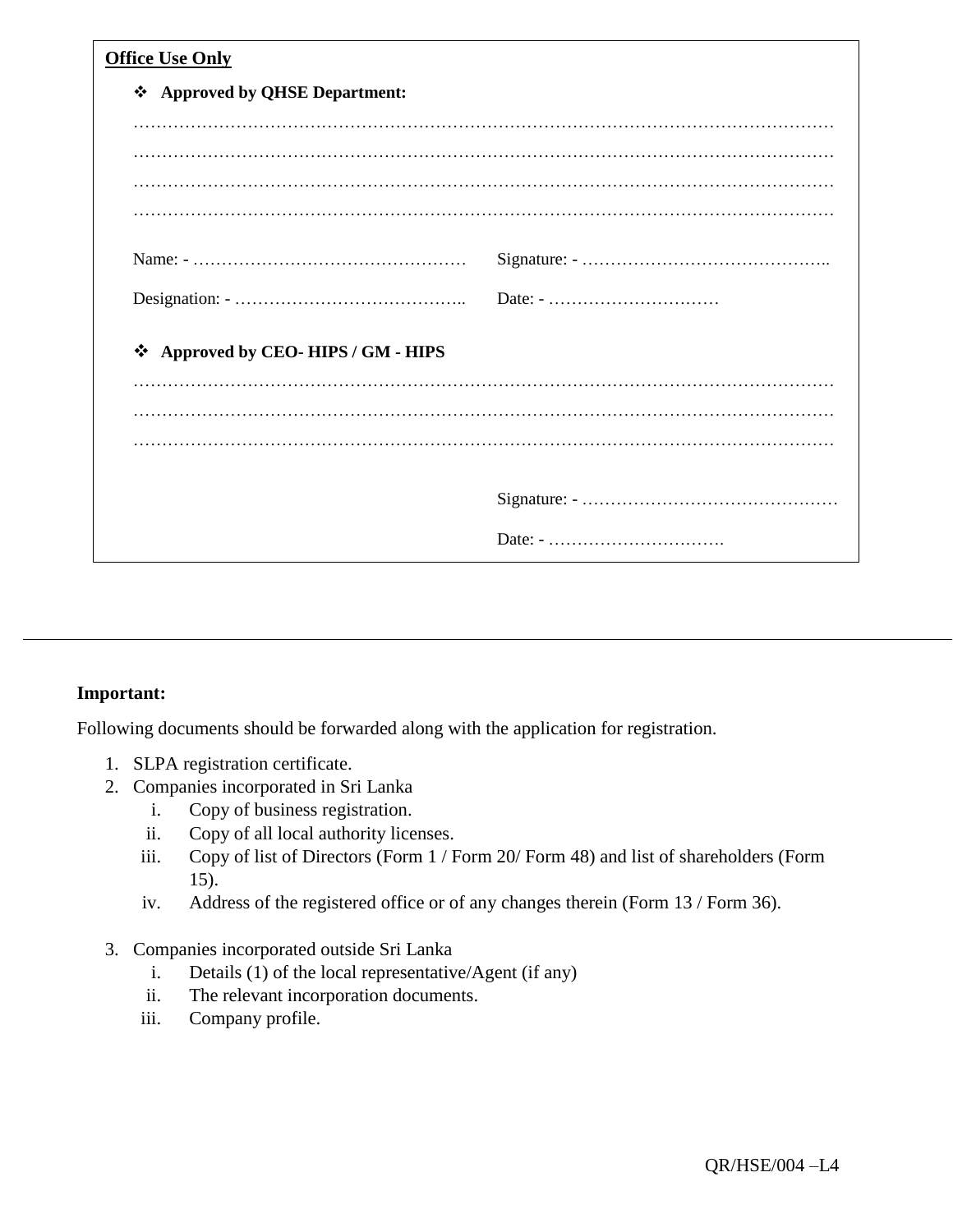**Office Use Only**

- **Approved by QHSE Department:**

…………………………………………………………………………………………………………
…………………………………………………………………………………………………………
…………………………………………………………………………………………………………
…………………………………………………………………………………………………………

Name: - …………………………………………  Signature: - ……………………………………..

Designation: - …………………………………..  Date: - …………………………

- **Approved by CEO- HIPS / GM - HIPS**

…………………………………………………………………………………………………………
…………………………………………………………………………………………………………
…………………………………………………………………………………………………………

Signature: - ………………………………………

Date: - ………………………….

---

**Important:**

Following documents should be forwarded along with the application for registration.

1. SLPA registration certificate.
2. Companies incorporated in Sri Lanka
   i. Copy of business registration.
   ii. Copy of all local authority licenses.
   iii. Copy of list of Directors (Form 1 / Form 20/ Form 48) and list of shareholders (Form 15).
   iv. Address of the registered office or of any changes therein (Form 13 / Form 36).

3. Companies incorporated outside Sri Lanka
   i. Details (1) of the local representative/Agent (if any)
   ii. The relevant incorporation documents.
   iii. Company profile.

QR/HSE/004 –L4